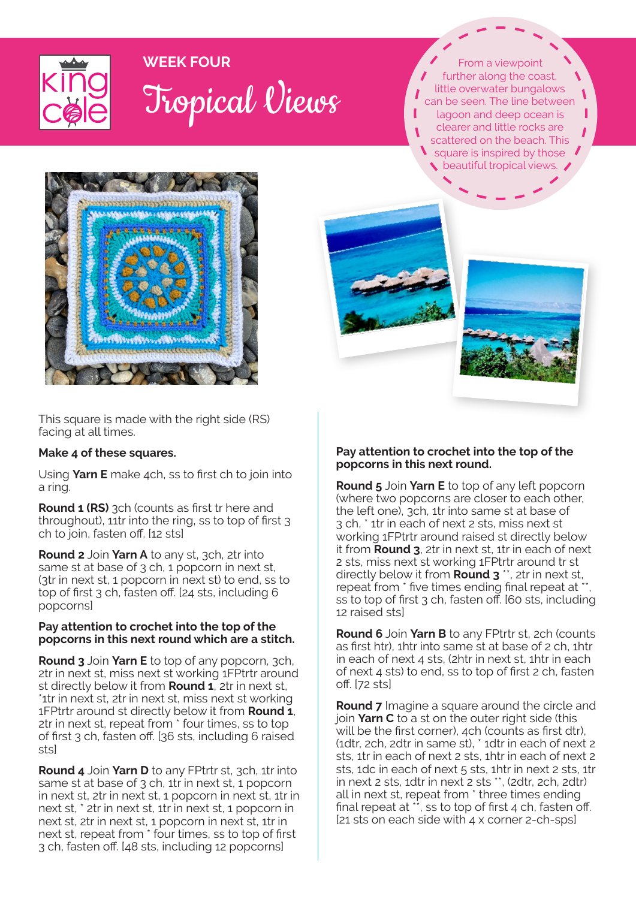King Cole

# WEEK FOUR

## Tropical Views

From a viewpoint further along the coast, little overwater bungalows can be seen. The line between lagoon and deep ocean is clearer and little rocks are scattered on the beach. This square is inspired by those beautiful tropical views.

This square is made with the right side (RS) facing at all times.

**Make 4 of these squares.**

Using **Yarn E** make 4ch, ss to first ch to join into a ring.

**Round 1 (RS)** 3ch (counts as first tr here and throughout), 11tr into the ring, ss to top of first 3 ch to join, fasten off. [12 sts]

**Round 2** Join **Yarn A** to any st, 3ch, 2tr into same st at base of 3 ch, 1 popcorn in next st, (3tr in next st, 1 popcorn in next st) to end, ss to top of first 3 ch, fasten off. [24 sts, including 6 popcorns]

**Pay attention to crochet into the top of the popcorns in this next round which are a stitch.**

**Round 3** Join **Yarn E** to top of any popcorn, 3ch, 2tr in next st, miss next st working 1FPtrtr around st directly below it from **Round 1**, 2tr in next st, *1tr in next st, 2tr in next st, miss next st working 1FPtrtr around st directly below it from **Round 1**, 2tr in next st, repeat from * four times, ss to top of first 3 ch, fasten off. [36 sts, including 6 raised sts]

**Round 4** Join **Yarn D** to any FPtrtr st, 3ch, 1tr into same st at base of 3 ch, 1tr in next st, 1 popcorn in next st, 2tr in next st, 1 popcorn in next st, 1tr in next st, * 2tr in next st, 1tr in next st, 1 popcorn in next st, 2tr in next st, 1 popcorn in next st, 1tr in next st, repeat from * four times, ss to top of first 3 ch, fasten off. [48 sts, including 12 popcorns]

**Pay attention to crochet into the top of the popcorns in this next round.**

**Round 5** Join **Yarn E** to top of any left popcorn (where two popcorns are closer to each other, the left one), 3ch, 1tr into same st at base of 3 ch, * 1tr in each of next 2 sts, miss next st working 1FPtrtr around raised st directly below it from **Round 3**, 2tr in next st, 1tr in each of next 2 sts, miss next st working 1FPtrtr around tr st directly below it from **Round 3** **, 2tr in next st, repeat from * five times ending final repeat at **, ss to top of first 3 ch, fasten off. [60 sts, including 12 raised sts]

**Round 6** Join **Yarn B** to any FPtrtr st, 2ch (counts as first htr), 1htr into same st at base of 2 ch, 1htr in each of next 4 sts, (2htr in next st, 1htr in each of next 4 sts) to end, ss to top of first 2 ch, fasten off. [72 sts]

**Round 7** Imagine a square around the circle and join **Yarn C** to a st on the outer right side (this will be the first corner), 4ch (counts as first dtr), (1dtr, 2ch, 2dtr in same st), * 1dtr in each of next 2 sts, 1tr in each of next 2 sts, 1htr in each of next 2 sts, 1dc in each of next 5 sts, 1htr in next 2 sts, 1tr in next 2 sts, 1dtr in next 2 sts **, (2dtr, 2ch, 2dtr) all in next st, repeat from * three times ending final repeat at **, ss to top of first 4 ch, fasten off. [21 sts on each side with 4 x corner 2-ch-sps]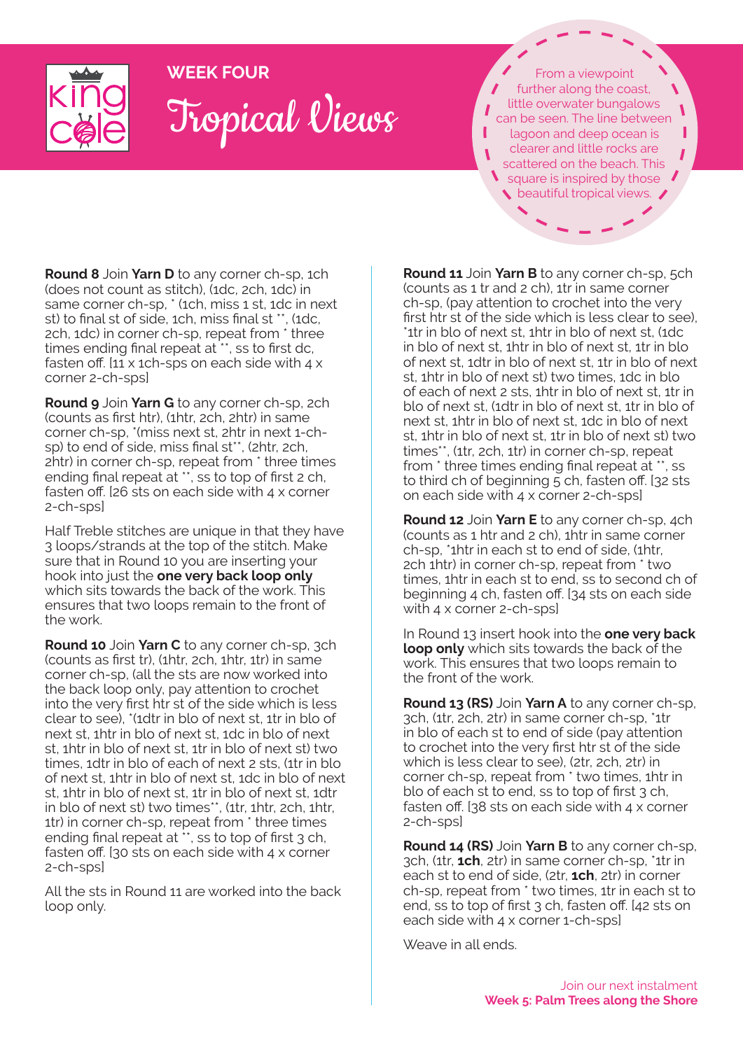## WEEK FOUR

# Tropical Views

From a viewpoint further along the coast, little overwater bungalows can be seen. The line between lagoon and deep ocean is clearer and little rocks are scattered on the beach. This square is inspired by those beautiful tropical views.

**Round 8** Join **Yarn D** to any corner ch-sp, 1ch (does not count as stitch), (1dc, 2ch, 1dc) in same corner ch-sp, * (1ch, miss 1 st, 1dc in next st) to final st of side, 1ch, miss final st **, (1dc, 2ch, 1dc) in corner ch-sp, repeat from * three times ending final repeat at **, ss to first dc, fasten off. [11 x 1ch-sps on each side with 4 x corner 2-ch-sps]

**Round 9** Join **Yarn G** to any corner ch-sp, 2ch (counts as first htr), (1htr, 2ch, 2htr) in same corner ch-sp, *(miss next st, 2htr in next 1-ch-sp) to end of side, miss final st**, (2htr, 2ch, 2htr) in corner ch-sp, repeat from * three times ending final repeat at **, ss to top of first 2 ch, fasten off. [26 sts on each side with 4 x corner 2-ch-sps]

Half Treble stitches are unique in that they have 3 loops/strands at the top of the stitch. Make sure that in Round 10 you are inserting your hook into just the **one very back loop only** which sits towards the back of the work. This ensures that two loops remain to the front of the work.

**Round 10** Join **Yarn C** to any corner ch-sp, 3ch (counts as first tr), (1htr, 2ch, 1htr, 1tr) in same corner ch-sp, (all the sts are now worked into the back loop only, pay attention to crochet into the very first htr st of the side which is less clear to see), *(1dtr in blo of next st, 1tr in blo of next st, 1htr in blo of next st, 1dc in blo of next st, 1htr in blo of next st, 1tr in blo of next st) two times, 1dtr in blo of each of next 2 sts, (1tr in blo of next st, 1htr in blo of next st, 1dc in blo of next st, 1htr in blo of next st, 1tr in blo of next st, 1dtr in blo of next st) two times**, (1tr, 1htr, 2ch, 1htr, 1tr) in corner ch-sp, repeat from * three times ending final repeat at **, ss to top of first 3 ch, fasten off. [30 sts on each side with 4 x corner 2-ch-sps]

All the sts in Round 11 are worked into the back loop only.

**Round 11** Join **Yarn B** to any corner ch-sp, 5ch (counts as 1 tr and 2 ch), 1tr in same corner ch-sp, (pay attention to crochet into the very first htr st of the side which is less clear to see), *1tr in blo of next st, 1htr in blo of next st, (1dc in blo of next st, 1htr in blo of next st, 1tr in blo of next st, 1dtr in blo of next st, 1tr in blo of next st, 1htr in blo of next st) two times, 1dc in blo of each of next 2 sts, 1htr in blo of next st, 1tr in blo of next st, (1dtr in blo of next st, 1tr in blo of next st, 1htr in blo of next st, 1dc in blo of next st, 1htr in blo of next st, 1tr in blo of next st) two times**, (1tr, 2ch, 1tr) in corner ch-sp, repeat from * three times ending final repeat at **, ss to third ch of beginning 5 ch, fasten off. [32 sts on each side with 4 x corner 2-ch-sps]

**Round 12** Join **Yarn E** to any corner ch-sp, 4ch (counts as 1 htr and 2 ch), 1htr in same corner ch-sp, *1htr in each st to end of side, (1htr, 2ch 1htr) in corner ch-sp, repeat from * two times, 1htr in each st to end, ss to second ch of beginning 4 ch, fasten off. [34 sts on each side with 4 x corner 2-ch-sps]

In Round 13 insert hook into the **one very back loop only** which sits towards the back of the work. This ensures that two loops remain to the front of the work.

**Round 13 (RS)** Join **Yarn A** to any corner ch-sp, 3ch, (1tr, 2ch, 2tr) in same corner ch-sp, *1tr in blo of each st to end of side (pay attention to crochet into the very first htr st of the side which is less clear to see), (2tr, 2ch, 2tr) in corner ch-sp, repeat from * two times, 1htr in blo of each st to end, ss to top of first 3 ch, fasten off. [38 sts on each side with 4 x corner 2-ch-sps]

**Round 14 (RS)** Join **Yarn B** to any corner ch-sp, 3ch, (1tr, **1ch**, 2tr) in same corner ch-sp, *1tr in each st to end of side, (2tr, **1ch**, 2tr) in corner ch-sp, repeat from * two times, 1tr in each st to end, ss to top of first 3 ch, fasten off. [42 sts on each side with 4 x corner 1-ch-sps]

Weave in all ends.

Join our next instalment
**Week 5: Palm Trees along the Shore**